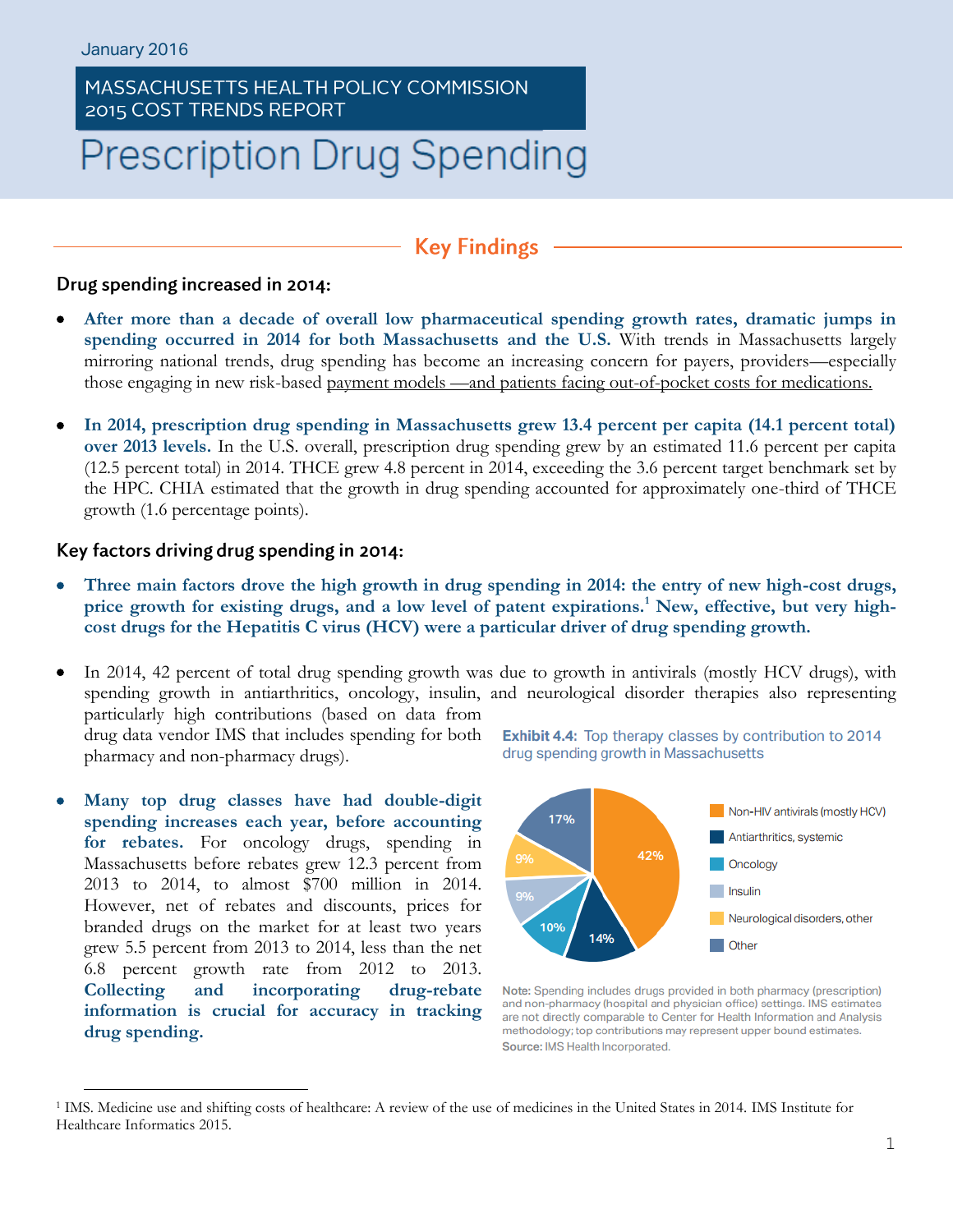January 2016

MASSACHUSETTS HEALTH POLICY COMMISSION
2015 COST TRENDS REPORT

# Prescription Drug Spending

## Key Findings

### Drug spending increased in 2014:

- **After more than a decade of overall low pharmaceutical spending growth rates, dramatic jumps in spending occurred in 2014 for both Massachusetts and the U.S.** With trends in Massachusetts largely mirroring national trends, drug spending has become an increasing concern for payers, providers—especially those engaging in new risk-based payment models —and patients facing out-of-pocket costs for medications.

- **In 2014, prescription drug spending in Massachusetts grew 13.4 percent per capita (14.1 percent total) over 2013 levels.** In the U.S. overall, prescription drug spending grew by an estimated 11.6 percent per capita (12.5 percent total) in 2014. THCE grew 4.8 percent in 2014, exceeding the 3.6 percent target benchmark set by the HPC. CHIA estimated that the growth in drug spending accounted for approximately one-third of THCE growth (1.6 percentage points).

### Key factors driving drug spending in 2014:

- **Three main factors drove the high growth in drug spending in 2014: the entry of new high-cost drugs, price growth for existing drugs, and a low level of patent expirations.[1] New, effective, but very high-cost drugs for the Hepatitis C virus (HCV) were a particular driver of drug spending growth.**

- In 2014, 42 percent of total drug spending growth was due to growth in antivirals (mostly HCV drugs), with spending growth in antiarthritics, oncology, insulin, and neurological disorder therapies also representing particularly high contributions (based on data from drug data vendor IMS that includes spending for both pharmacy and non-pharmacy drugs).

- **Many top drug classes have had double-digit spending increases each year, before accounting for rebates.** For oncology drugs, spending in Massachusetts before rebates grew 12.3 percent from 2013 to 2014, to almost $700 million in 2014. However, net of rebates and discounts, prices for branded drugs on the market for at least two years grew 5.5 percent from 2013 to 2014, less than the net 6.8 percent growth rate from 2012 to 2013. **Collecting and incorporating drug-rebate information is crucial for accuracy in tracking drug spending.**

**Exhibit 4.4:** Top therapy classes by contribution to 2014 drug spending growth in Massachusetts

| Therapy class | Share |
| --- | --- |
| Non-HIV antivirals (mostly HCV) | 42% |
| Antiarthritics, systemic | 14% |
| Oncology | 10% |
| Insulin | 9% |
| Neurological disorders, other | 9% |
| Other | 17% |

**Note:** Spending includes drugs provided in both pharmacy (prescription) and non-pharmacy (hospital and physician office) settings. IMS estimates are not directly comparable to Center for Health Information and Analysis methodology; top contributions may represent upper bound estimates.
**Source:** IMS Health Incorporated.

---

[1] IMS. Medicine use and shifting costs of healthcare: A review of the use of medicines in the United States in 2014. IMS Institute for Healthcare Informatics 2015.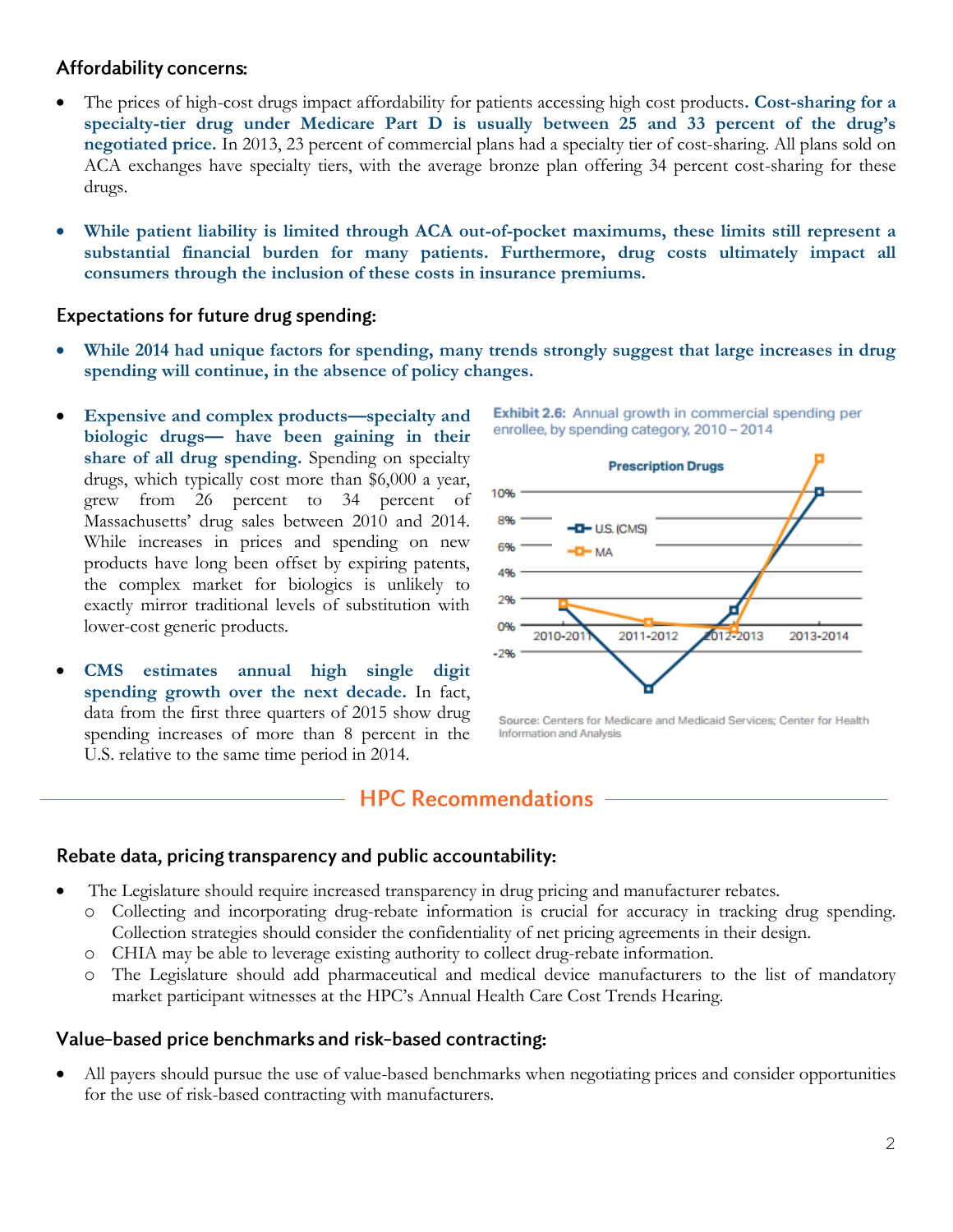### Affordability concerns:

- The prices of high-cost drugs impact affordability for patients accessing high cost products. **Cost-sharing for a specialty-tier drug under Medicare Part D is usually between 25 and 33 percent of the drug's negotiated price.** In 2013, 23 percent of commercial plans had a specialty tier of cost-sharing. All plans sold on ACA exchanges have specialty tiers, with the average bronze plan offering 34 percent cost-sharing for these drugs.

- **While patient liability is limited through ACA out-of-pocket maximums, these limits still represent a substantial financial burden for many patients. Furthermore, drug costs ultimately impact all consumers through the inclusion of these costs in insurance premiums.**

### Expectations for future drug spending:

- **While 2014 had unique factors for spending, many trends strongly suggest that large increases in drug spending will continue, in the absence of policy changes.**

- **Expensive and complex products—specialty and biologic drugs— have been gaining in their share of all drug spending.** Spending on specialty drugs, which typically cost more than $6,000 a year, grew from 26 percent to 34 percent of Massachusetts' drug sales between 2010 and 2014. While increases in prices and spending on new products have long been offset by expiring patents, the complex market for biologics is unlikely to exactly mirror traditional levels of substitution with lower-cost generic products.

- **CMS estimates annual high single digit spending growth over the next decade.** In fact, data from the first three quarters of 2015 show drug spending increases of more than 8 percent in the U.S. relative to the same time period in 2014.

**Exhibit 2.6:** Annual growth in commercial spending per enrollee, by spending category, 2010 – 2014

Prescription Drugs

Source: Centers for Medicare and Medicaid Services; Center for Health Information and Analysis

## HPC Recommendations

### Rebate data, pricing transparency and public accountability:

- The Legislature should require increased transparency in drug pricing and manufacturer rebates.
  - Collecting and incorporating drug-rebate information is crucial for accuracy in tracking drug spending. Collection strategies should consider the confidentiality of net pricing agreements in their design.
  - CHIA may be able to leverage existing authority to collect drug-rebate information.
  - The Legislature should add pharmaceutical and medical device manufacturers to the list of mandatory market participant witnesses at the HPC's Annual Health Care Cost Trends Hearing.

### Value-based price benchmarks and risk-based contracting:

- All payers should pursue the use of value-based benchmarks when negotiating prices and consider opportunities for the use of risk-based contracting with manufacturers.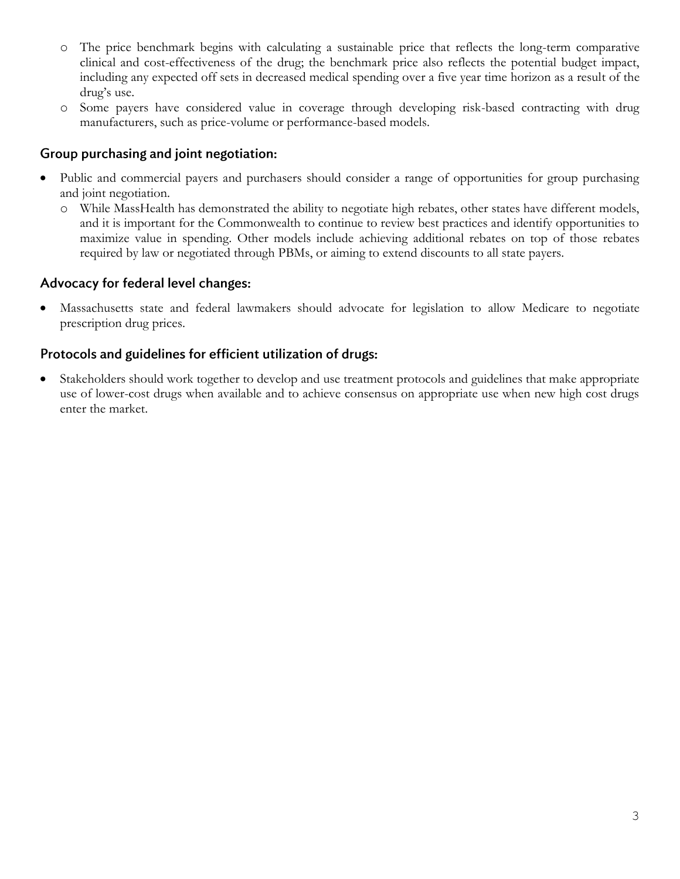- The price benchmark begins with calculating a sustainable price that reflects the long-term comparative clinical and cost-effectiveness of the drug; the benchmark price also reflects the potential budget impact, including any expected off sets in decreased medical spending over a five year time horizon as a result of the drug's use.
  - Some payers have considered value in coverage through developing risk-based contracting with drug manufacturers, such as price-volume or performance-based models.

## Group purchasing and joint negotiation:

- Public and commercial payers and purchasers should consider a range of opportunities for group purchasing and joint negotiation.
  - While MassHealth has demonstrated the ability to negotiate high rebates, other states have different models, and it is important for the Commonwealth to continue to review best practices and identify opportunities to maximize value in spending. Other models include achieving additional rebates on top of those rebates required by law or negotiated through PBMs, or aiming to extend discounts to all state payers.

## Advocacy for federal level changes:

- Massachusetts state and federal lawmakers should advocate for legislation to allow Medicare to negotiate prescription drug prices.

## Protocols and guidelines for efficient utilization of drugs:

- Stakeholders should work together to develop and use treatment protocols and guidelines that make appropriate use of lower-cost drugs when available and to achieve consensus on appropriate use when new high cost drugs enter the market.